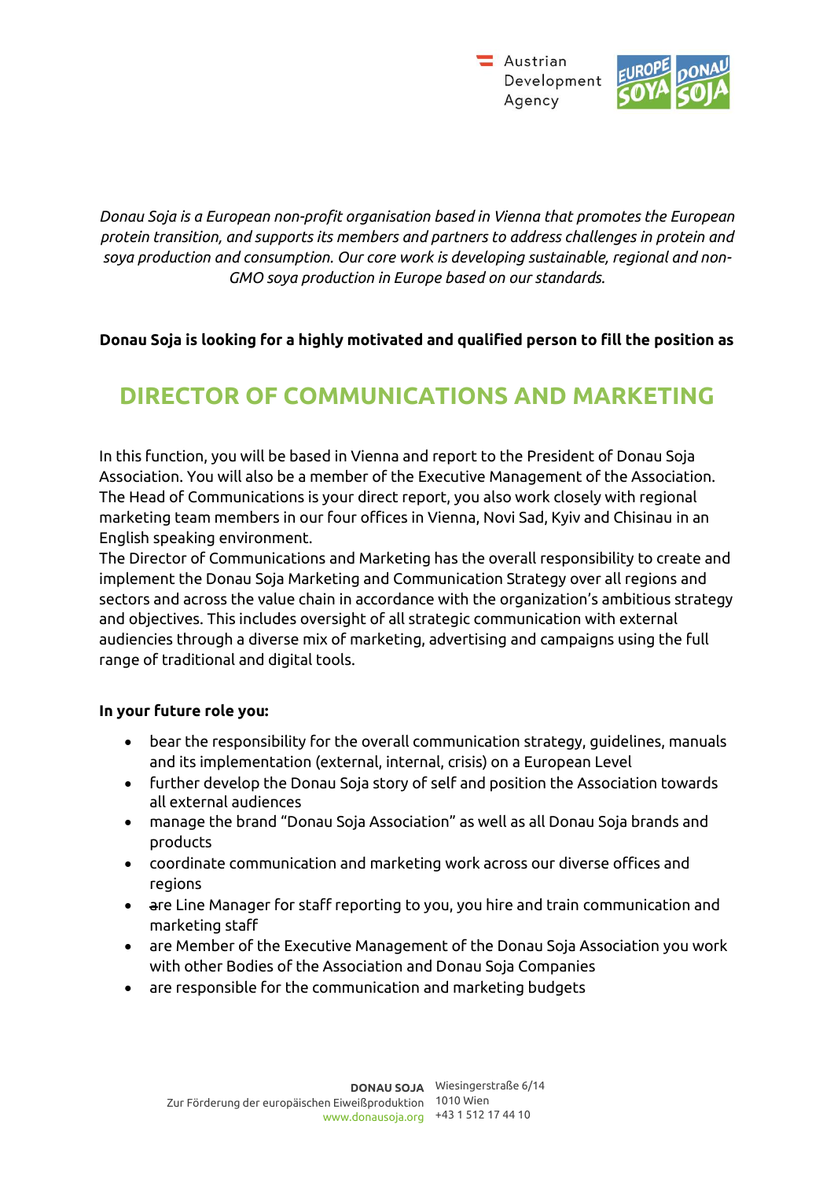*Donau Soja is a European non-profit organisation based in Vienna that promotes the European protein transition, and supports its members and partners to address challenges in protein and soya production and consumption. Our core work is developing sustainable, regional and non-GMO soya production in Europe based on our standards.*

**Donau Soja is looking for a highly motivated and qualified person to fill the position as**

# DIRECTOR OF COMMUNICATIONS AND MARKETING

In this function, you will be based in Vienna and report to the President of Donau Soja Association. You will also be a member of the Executive Management of the Association. The Head of Communications is your direct report, you also work closely with regional marketing team members in our four offices in Vienna, Novi Sad, Kyiv and Chisinau in an English speaking environment.
The Director of Communications and Marketing has the overall responsibility to create and implement the Donau Soja Marketing and Communication Strategy over all regions and sectors and across the value chain in accordance with the organization's ambitious strategy and objectives. This includes oversight of all strategic communication with external audiences through a diverse mix of marketing, advertising and campaigns using the full range of traditional and digital tools.

**In your future role you:**

- bear the responsibility for the overall communication strategy, guidelines, manuals and its implementation (external, internal, crisis) on a European Level
- further develop the Donau Soja story of self and position the Association towards all external audiences
- manage the brand "Donau Soja Association" as well as all Donau Soja brands and products
- coordinate communication and marketing work across our diverse offices and regions
- are Line Manager for staff reporting to you, you hire and train communication and marketing staff
- are Member of the Executive Management of the Donau Soja Association you work with other Bodies of the Association and Donau Soja Companies
- are responsible for the communication and marketing budgets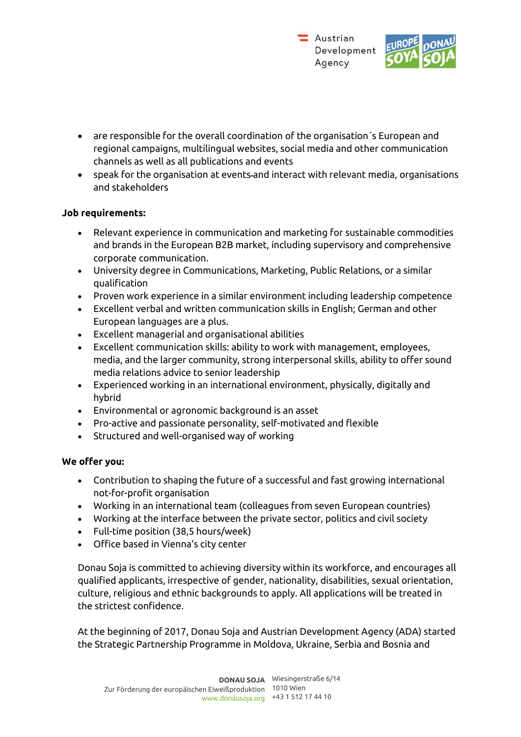- are responsible for the overall coordination of the organisation´s European and regional campaigns, multilingual websites, social media and other communication channels as well as all publications and events
- speak for the organisation at events and interact with relevant media, organisations and stakeholders

**Job requirements:**

- Relevant experience in communication and marketing for sustainable commodities and brands in the European B2B market, including supervisory and comprehensive corporate communication.
- University degree in Communications, Marketing, Public Relations, or a similar qualification
- Proven work experience in a similar environment including leadership competence
- Excellent verbal and written communication skills in English; German and other European languages are a plus.
- Excellent managerial and organisational abilities
- Excellent communication skills: ability to work with management, employees, media, and the larger community, strong interpersonal skills, ability to offer sound media relations advice to senior leadership
- Experienced working in an international environment, physically, digitally and hybrid
- Environmental or agronomic background is an asset
- Pro-active and passionate personality, self-motivated and flexible
- Structured and well-organised way of working

**We offer you:**

- Contribution to shaping the future of a successful and fast growing international not-for-profit organisation
- Working in an international team (colleagues from seven European countries)
- Working at the interface between the private sector, politics and civil society
- Full-time position (38,5 hours/week)
- Office based in Vienna's city center

Donau Soja is committed to achieving diversity within its workforce, and encourages all qualified applicants, irrespective of gender, nationality, disabilities, sexual orientation, culture, religious and ethnic backgrounds to apply. All applications will be treated in the strictest confidence.

At the beginning of 2017, Donau Soja and Austrian Development Agency (ADA) started the Strategic Partnership Programme in Moldova, Ukraine, Serbia and Bosnia and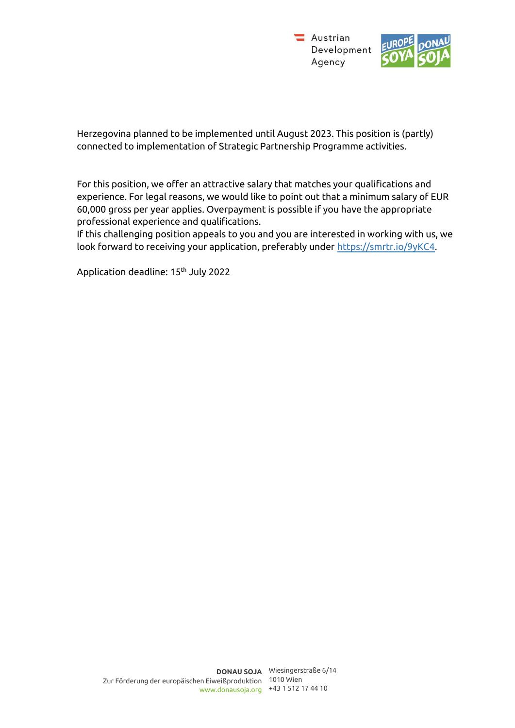Herzegovina planned to be implemented until August 2023. This position is (partly) connected to implementation of Strategic Partnership Programme activities.

For this position, we offer an attractive salary that matches your qualifications and experience. For legal reasons, we would like to point out that a minimum salary of EUR 60,000 gross per year applies. Overpayment is possible if you have the appropriate professional experience and qualifications.
If this challenging position appeals to you and you are interested in working with us, we look forward to receiving your application, preferably under https://smrtr.io/9yKC4.

Application deadline: 15th July 2022